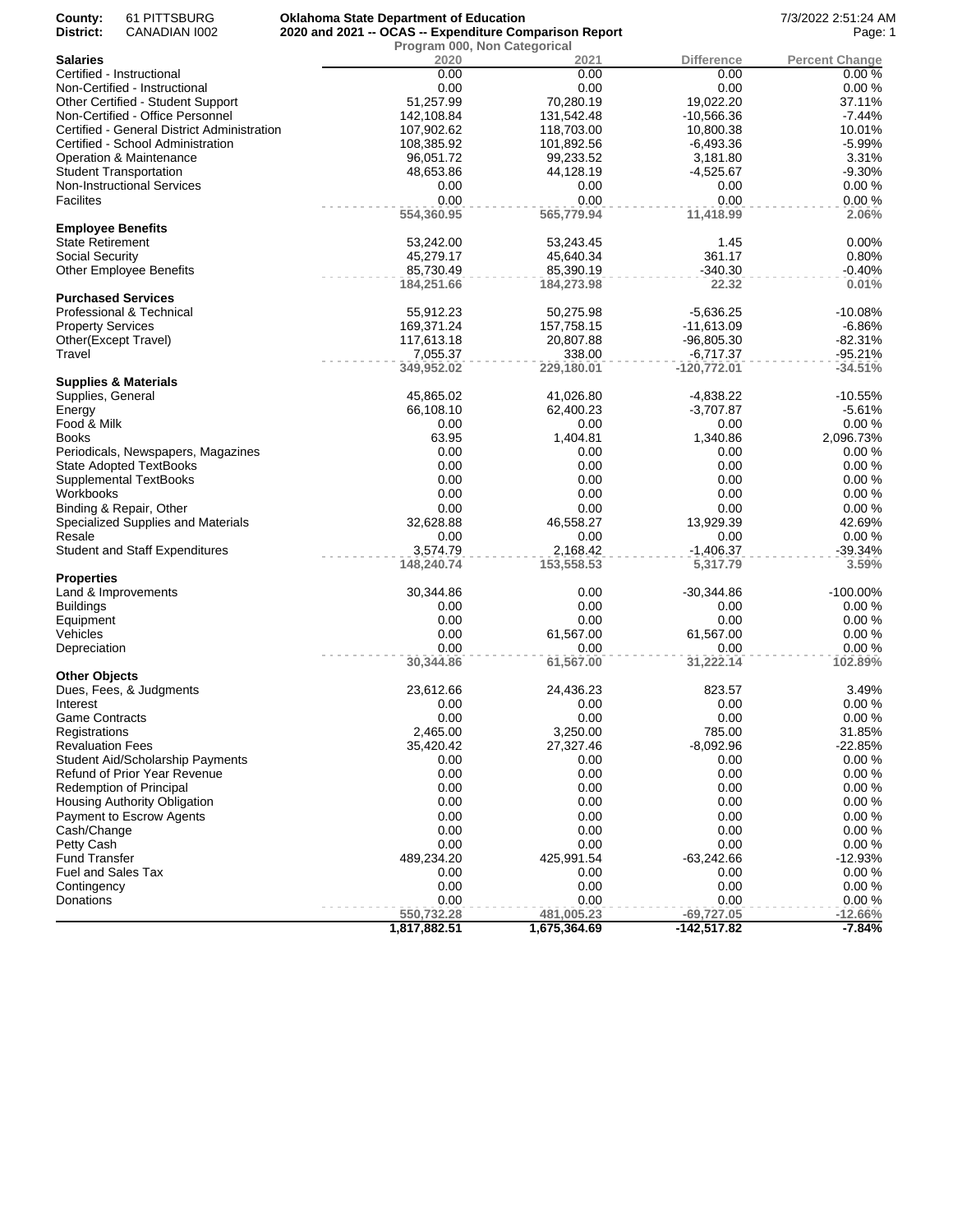**County:** 61 PITTSBURG
**District:** CANADIAN I002

**Oklahoma State Department of Education**
**2020 and 2021 -- OCAS -- Expenditure Comparison Report**
**Program 000, Non Categorical**

7/3/2022 2:51:24 AM

| Salaries | 2020 | 2021 | Difference | Percent Change |
|---|---|---|---|---|
| Certified - Instructional | 0.00 | 0.00 | 0.00 | 0.00 % |
| Non-Certified - Instructional | 0.00 | 0.00 | 0.00 | 0.00 % |
| Other Certified - Student Support | 51,257.99 | 70,280.19 | 19,022.20 | 37.11% |
| Non-Certified - Office Personnel | 142,108.84 | 131,542.48 | -10,566.36 | -7.44% |
| Certified - General District Administration | 107,902.62 | 118,703.00 | 10,800.38 | 10.01% |
| Certified - School Administration | 108,385.92 | 101,892.56 | -6,493.36 | -5.99% |
| Operation & Maintenance | 96,051.72 | 99,233.52 | 3,181.80 | 3.31% |
| Student Transportation | 48,653.86 | 44,128.19 | -4,525.67 | -9.30% |
| Non-Instructional Services | 0.00 | 0.00 | 0.00 | 0.00 % |
| Facilites | 0.00 | 0.00 | 0.00 | 0.00 % |
| | **554,360.95** | **565,779.94** | **11,418.99** | **2.06%** |
| **Employee Benefits** | | | | |
| State Retirement | 53,242.00 | 53,243.45 | 1.45 | 0.00% |
| Social Security | 45,279.17 | 45,640.34 | 361.17 | 0.80% |
| Other Employee Benefits | 85,730.49 | 85,390.19 | -340.30 | -0.40% |
| | **184,251.66** | **184,273.98** | **22.32** | **0.01%** |
| **Purchased Services** | | | | |
| Professional & Technical | 55,912.23 | 50,275.98 | -5,636.25 | -10.08% |
| Property Services | 169,371.24 | 157,758.15 | -11,613.09 | -6.86% |
| Other(Except Travel) | 117,613.18 | 20,807.88 | -96,805.30 | -82.31% |
| Travel | 7,055.37 | 338.00 | -6,717.37 | -95.21% |
| | **349,952.02** | **229,180.01** | **-120,772.01** | **-34.51%** |
| **Supplies & Materials** | | | | |
| Supplies, General | 45,865.02 | 41,026.80 | -4,838.22 | -10.55% |
| Energy | 66,108.10 | 62,400.23 | -3,707.87 | -5.61% |
| Food & Milk | 0.00 | 0.00 | 0.00 | 0.00 % |
| Books | 63.95 | 1,404.81 | 1,340.86 | 2,096.73% |
| Periodicals, Newspapers, Magazines | 0.00 | 0.00 | 0.00 | 0.00 % |
| State Adopted TextBooks | 0.00 | 0.00 | 0.00 | 0.00 % |
| Supplemental TextBooks | 0.00 | 0.00 | 0.00 | 0.00 % |
| Workbooks | 0.00 | 0.00 | 0.00 | 0.00 % |
| Binding & Repair, Other | 0.00 | 0.00 | 0.00 | 0.00 % |
| Specialized Supplies and Materials | 32,628.88 | 46,558.27 | 13,929.39 | 42.69% |
| Resale | 0.00 | 0.00 | 0.00 | 0.00 % |
| Student and Staff Expenditures | 3,574.79 | 2,168.42 | -1,406.37 | -39.34% |
| | **148,240.74** | **153,558.53** | **5,317.79** | **3.59%** |
| **Properties** | | | | |
| Land & Improvements | 30,344.86 | 0.00 | -30,344.86 | -100.00% |
| Buildings | 0.00 | 0.00 | 0.00 | 0.00 % |
| Equipment | 0.00 | 0.00 | 0.00 | 0.00 % |
| Vehicles | 0.00 | 61,567.00 | 61,567.00 | 0.00 % |
| Depreciation | 0.00 | 0.00 | 0.00 | 0.00 % |
| | **30,344.86** | **61,567.00** | **31,222.14** | **102.89%** |
| **Other Objects** | | | | |
| Dues, Fees, & Judgments | 23,612.66 | 24,436.23 | 823.57 | 3.49% |
| Interest | 0.00 | 0.00 | 0.00 | 0.00 % |
| Game Contracts | 0.00 | 0.00 | 0.00 | 0.00 % |
| Registrations | 2,465.00 | 3,250.00 | 785.00 | 31.85% |
| Revaluation Fees | 35,420.42 | 27,327.46 | -8,092.96 | -22.85% |
| Student Aid/Scholarship Payments | 0.00 | 0.00 | 0.00 | 0.00 % |
| Refund of Prior Year Revenue | 0.00 | 0.00 | 0.00 | 0.00 % |
| Redemption of Principal | 0.00 | 0.00 | 0.00 | 0.00 % |
| Housing Authority Obligation | 0.00 | 0.00 | 0.00 | 0.00 % |
| Payment to Escrow Agents | 0.00 | 0.00 | 0.00 | 0.00 % |
| Cash/Change | 0.00 | 0.00 | 0.00 | 0.00 % |
| Petty Cash | 0.00 | 0.00 | 0.00 | 0.00 % |
| Fund Transfer | 489,234.20 | 425,991.54 | -63,242.66 | -12.93% |
| Fuel and Sales Tax | 0.00 | 0.00 | 0.00 | 0.00 % |
| Contingency | 0.00 | 0.00 | 0.00 | 0.00 % |
| Donations | 0.00 | 0.00 | 0.00 | 0.00 % |
| | **550,732.28** | **481,005.23** | **-69,727.05** | **-12.66%** |
| | **1,817,882.51** | **1,675,364.69** | **-142,517.82** | **-7.84%** |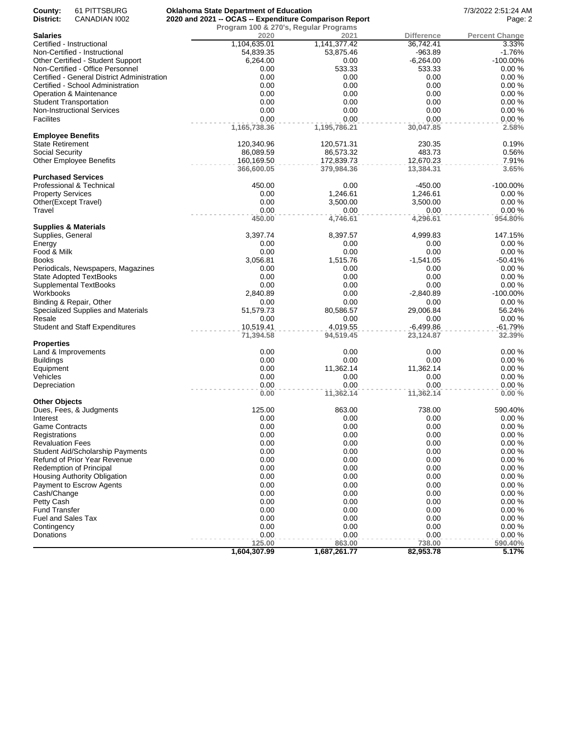**County:** 61 PITTSBURG
**District:** CANADIAN I002

**Oklahoma State Department of Education**
**2020 and 2021 -- OCAS -- Expenditure Comparison Report**
**Program 100 & 270's, Regular Programs**

7/3/2022 2:51:24 AM

| **Salaries** | 2020 | 2021 | Difference | Percent Change |
|---|---|---|---|---|
| Certified - Instructional | 1,104,635.01 | 1,141,377.42 | 36,742.41 | 3.33% |
| Non-Certified - Instructional | 54,839.35 | 53,875.46 | -963.89 | -1.76% |
| Other Certified - Student Support | 6,264.00 | 0.00 | -6,264.00 | -100.00% |
| Non-Certified - Office Personnel | 0.00 | 533.33 | 533.33 | 0.00 % |
| Certified - General District Administration | 0.00 | 0.00 | 0.00 | 0.00 % |
| Certified - School Administration | 0.00 | 0.00 | 0.00 | 0.00 % |
| Operation & Maintenance | 0.00 | 0.00 | 0.00 | 0.00 % |
| Student Transportation | 0.00 | 0.00 | 0.00 | 0.00 % |
| Non-Instructional Services | 0.00 | 0.00 | 0.00 | 0.00 % |
| Facilites | 0.00 | 0.00 | 0.00 | 0.00 % |
| | **1,165,738.36** | **1,195,786.21** | **30,047.85** | **2.58%** |
| **Employee Benefits** | | | | |
| State Retirement | 120,340.96 | 120,571.31 | 230.35 | 0.19% |
| Social Security | 86,089.59 | 86,573.32 | 483.73 | 0.56% |
| Other Employee Benefits | 160,169.50 | 172,839.73 | 12,670.23 | 7.91% |
| | **366,600.05** | **379,984.36** | **13,384.31** | **3.65%** |
| **Purchased Services** | | | | |
| Professional & Technical | 450.00 | 0.00 | -450.00 | -100.00% |
| Property Services | 0.00 | 1,246.61 | 1,246.61 | 0.00 % |
| Other(Except Travel) | 0.00 | 3,500.00 | 3,500.00 | 0.00 % |
| Travel | 0.00 | 0.00 | 0.00 | 0.00 % |
| | **450.00** | **4,746.61** | **4,296.61** | **954.80%** |
| **Supplies & Materials** | | | | |
| Supplies, General | 3,397.74 | 8,397.57 | 4,999.83 | 147.15% |
| Energy | 0.00 | 0.00 | 0.00 | 0.00 % |
| Food & Milk | 0.00 | 0.00 | 0.00 | 0.00 % |
| Books | 3,056.81 | 1,515.76 | -1,541.05 | -50.41% |
| Periodicals, Newspapers, Magazines | 0.00 | 0.00 | 0.00 | 0.00 % |
| State Adopted TextBooks | 0.00 | 0.00 | 0.00 | 0.00 % |
| Supplemental TextBooks | 0.00 | 0.00 | 0.00 | 0.00 % |
| Workbooks | 2,840.89 | 0.00 | -2,840.89 | -100.00% |
| Binding & Repair, Other | 0.00 | 0.00 | 0.00 | 0.00 % |
| Specialized Supplies and Materials | 51,579.73 | 80,586.57 | 29,006.84 | 56.24% |
| Resale | 0.00 | 0.00 | 0.00 | 0.00 % |
| Student and Staff Expenditures | 10,519.41 | 4,019.55 | -6,499.86 | -61.79% |
| | **71,394.58** | **94,519.45** | **23,124.87** | **32.39%** |
| **Properties** | | | | |
| Land & Improvements | 0.00 | 0.00 | 0.00 | 0.00 % |
| Buildings | 0.00 | 0.00 | 0.00 | 0.00 % |
| Equipment | 0.00 | 11,362.14 | 11,362.14 | 0.00 % |
| Vehicles | 0.00 | 0.00 | 0.00 | 0.00 % |
| Depreciation | 0.00 | 0.00 | 0.00 | 0.00 % |
| | **0.00** | **11,362.14** | **11,362.14** | **0.00 %** |
| **Other Objects** | | | | |
| Dues, Fees, & Judgments | 125.00 | 863.00 | 738.00 | 590.40% |
| Interest | 0.00 | 0.00 | 0.00 | 0.00 % |
| Game Contracts | 0.00 | 0.00 | 0.00 | 0.00 % |
| Registrations | 0.00 | 0.00 | 0.00 | 0.00 % |
| Revaluation Fees | 0.00 | 0.00 | 0.00 | 0.00 % |
| Student Aid/Scholarship Payments | 0.00 | 0.00 | 0.00 | 0.00 % |
| Refund of Prior Year Revenue | 0.00 | 0.00 | 0.00 | 0.00 % |
| Redemption of Principal | 0.00 | 0.00 | 0.00 | 0.00 % |
| Housing Authority Obligation | 0.00 | 0.00 | 0.00 | 0.00 % |
| Payment to Escrow Agents | 0.00 | 0.00 | 0.00 | 0.00 % |
| Cash/Change | 0.00 | 0.00 | 0.00 | 0.00 % |
| Petty Cash | 0.00 | 0.00 | 0.00 | 0.00 % |
| Fund Transfer | 0.00 | 0.00 | 0.00 | 0.00 % |
| Fuel and Sales Tax | 0.00 | 0.00 | 0.00 | 0.00 % |
| Contingency | 0.00 | 0.00 | 0.00 | 0.00 % |
| Donations | 0.00 | 0.00 | 0.00 | 0.00 % |
| | **125.00** | **863.00** | **738.00** | **590.40%** |
| | **1,604,307.99** | **1,687,261.77** | **82,953.78** | **5.17%** |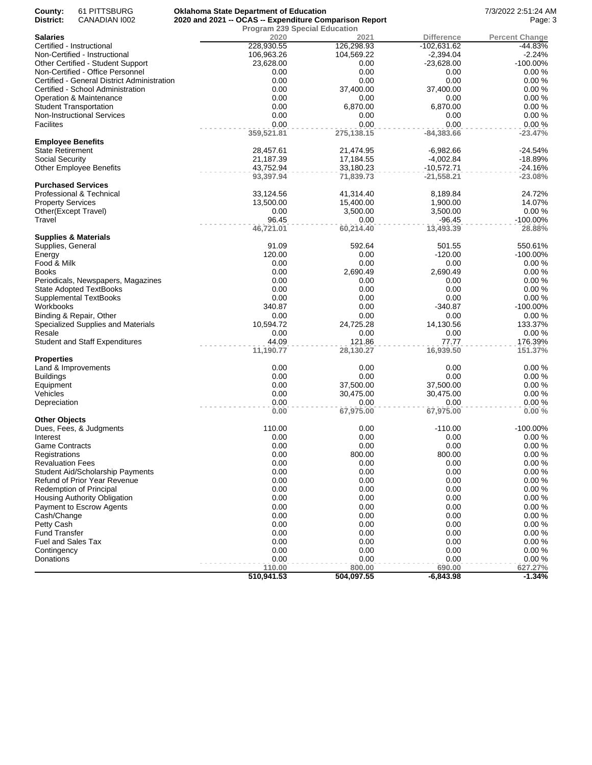**County:** 61 PITTSBURG
**District:** CANADIAN I002

**Oklahoma State Department of Education**
**2020 and 2021 -- OCAS -- Expenditure Comparison Report**
**Program 239 Special Education**

7/3/2022 2:51:24 AM

| Salaries | 2020 | 2021 | Difference | Percent Change |
|---|---|---|---|---|
| Certified - Instructional | 228,930.55 | 126,298.93 | -102,631.62 | -44.83% |
| Non-Certified - Instructional | 106,963.26 | 104,569.22 | -2,394.04 | -2.24% |
| Other Certified - Student Support | 23,628.00 | 0.00 | -23,628.00 | -100.00% |
| Non-Certified - Office Personnel | 0.00 | 0.00 | 0.00 | 0.00 % |
| Certified - General District Administration | 0.00 | 0.00 | 0.00 | 0.00 % |
| Certified - School Administration | 0.00 | 37,400.00 | 37,400.00 | 0.00 % |
| Operation & Maintenance | 0.00 | 0.00 | 0.00 | 0.00 % |
| Student Transportation | 0.00 | 6,870.00 | 6,870.00 | 0.00 % |
| Non-Instructional Services | 0.00 | 0.00 | 0.00 | 0.00 % |
| Facilites | 0.00 | 0.00 | 0.00 | 0.00 % |
| | **359,521.81** | **275,138.15** | **-84,383.66** | **-23.47%** |
| **Employee Benefits** | | | | |
| State Retirement | 28,457.61 | 21,474.95 | -6,982.66 | -24.54% |
| Social Security | 21,187.39 | 17,184.55 | -4,002.84 | -18.89% |
| Other Employee Benefits | 43,752.94 | 33,180.23 | -10,572.71 | -24.16% |
| | **93,397.94** | **71,839.73** | **-21,558.21** | **-23.08%** |
| **Purchased Services** | | | | |
| Professional & Technical | 33,124.56 | 41,314.40 | 8,189.84 | 24.72% |
| Property Services | 13,500.00 | 15,400.00 | 1,900.00 | 14.07% |
| Other(Except Travel) | 0.00 | 3,500.00 | 3,500.00 | 0.00 % |
| Travel | 96.45 | 0.00 | -96.45 | -100.00% |
| | **46,721.01** | **60,214.40** | **13,493.39** | **28.88%** |
| **Supplies & Materials** | | | | |
| Supplies, General | 91.09 | 592.64 | 501.55 | 550.61% |
| Energy | 120.00 | 0.00 | -120.00 | -100.00% |
| Food & Milk | 0.00 | 0.00 | 0.00 | 0.00 % |
| Books | 0.00 | 2,690.49 | 2,690.49 | 0.00 % |
| Periodicals, Newspapers, Magazines | 0.00 | 0.00 | 0.00 | 0.00 % |
| State Adopted TextBooks | 0.00 | 0.00 | 0.00 | 0.00 % |
| Supplemental TextBooks | 0.00 | 0.00 | 0.00 | 0.00 % |
| Workbooks | 340.87 | 0.00 | -340.87 | -100.00% |
| Binding & Repair, Other | 0.00 | 0.00 | 0.00 | 0.00 % |
| Specialized Supplies and Materials | 10,594.72 | 24,725.28 | 14,130.56 | 133.37% |
| Resale | 0.00 | 0.00 | 0.00 | 0.00 % |
| Student and Staff Expenditures | 44.09 | 121.86 | 77.77 | 176.39% |
| | **11,190.77** | **28,130.27** | **16,939.50** | **151.37%** |
| **Properties** | | | | |
| Land & Improvements | 0.00 | 0.00 | 0.00 | 0.00 % |
| Buildings | 0.00 | 0.00 | 0.00 | 0.00 % |
| Equipment | 0.00 | 37,500.00 | 37,500.00 | 0.00 % |
| Vehicles | 0.00 | 30,475.00 | 30,475.00 | 0.00 % |
| Depreciation | 0.00 | 0.00 | 0.00 | 0.00 % |
| | **0.00** | **67,975.00** | **67,975.00** | **0.00 %** |
| **Other Objects** | | | | |
| Dues, Fees, & Judgments | 110.00 | 0.00 | -110.00 | -100.00% |
| Interest | 0.00 | 0.00 | 0.00 | 0.00 % |
| Game Contracts | 0.00 | 0.00 | 0.00 | 0.00 % |
| Registrations | 0.00 | 800.00 | 800.00 | 0.00 % |
| Revaluation Fees | 0.00 | 0.00 | 0.00 | 0.00 % |
| Student Aid/Scholarship Payments | 0.00 | 0.00 | 0.00 | 0.00 % |
| Refund of Prior Year Revenue | 0.00 | 0.00 | 0.00 | 0.00 % |
| Redemption of Principal | 0.00 | 0.00 | 0.00 | 0.00 % |
| Housing Authority Obligation | 0.00 | 0.00 | 0.00 | 0.00 % |
| Payment to Escrow Agents | 0.00 | 0.00 | 0.00 | 0.00 % |
| Cash/Change | 0.00 | 0.00 | 0.00 | 0.00 % |
| Petty Cash | 0.00 | 0.00 | 0.00 | 0.00 % |
| Fund Transfer | 0.00 | 0.00 | 0.00 | 0.00 % |
| Fuel and Sales Tax | 0.00 | 0.00 | 0.00 | 0.00 % |
| Contingency | 0.00 | 0.00 | 0.00 | 0.00 % |
| Donations | 0.00 | 0.00 | 0.00 | 0.00 % |
| | **110.00** | **800.00** | **690.00** | **627.27%** |
| | **510,941.53** | **504,097.55** | **-6,843.98** | **-1.34%** |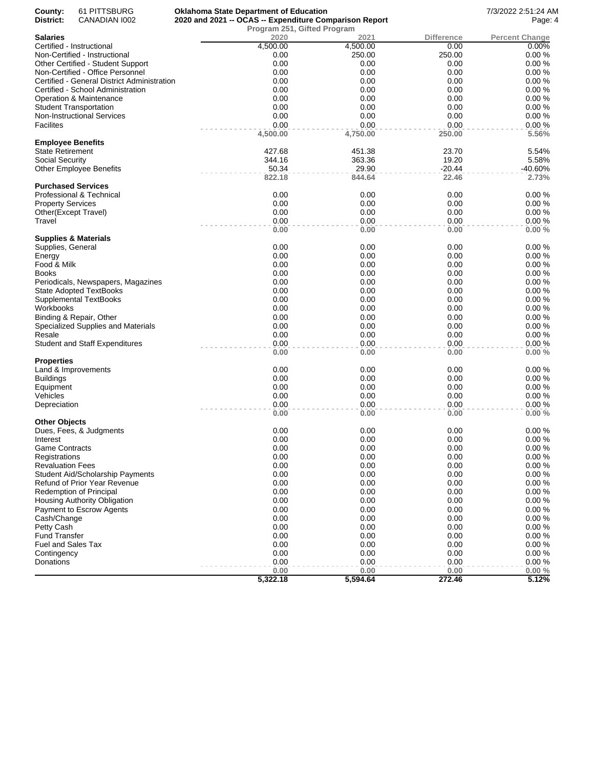County: 61 PITTSBURG
District: CANADIAN I002

**Oklahoma State Department of Education**
**2020 and 2021 -- OCAS -- Expenditure Comparison Report**
**Program 251, Gifted Program**

7/3/2022 2:51:24 AM

| | 2020 | 2021 | Difference | Percent Change |
|---|---|---|---|---|
| **Salaries** | | | | |
| Certified - Instructional | 4,500.00 | 4,500.00 | 0.00 | 0.00% |
| Non-Certified - Instructional | 0.00 | 250.00 | 250.00 | 0.00 % |
| Other Certified - Student Support | 0.00 | 0.00 | 0.00 | 0.00 % |
| Non-Certified - Office Personnel | 0.00 | 0.00 | 0.00 | 0.00 % |
| Certified - General District Administration | 0.00 | 0.00 | 0.00 | 0.00 % |
| Certified - School Administration | 0.00 | 0.00 | 0.00 | 0.00 % |
| Operation & Maintenance | 0.00 | 0.00 | 0.00 | 0.00 % |
| Student Transportation | 0.00 | 0.00 | 0.00 | 0.00 % |
| Non-Instructional Services | 0.00 | 0.00 | 0.00 | 0.00 % |
| Facilites | 0.00 | 0.00 | 0.00 | 0.00 % |
| | **4,500.00** | **4,750.00** | **250.00** | **5.56%** |
| **Employee Benefits** | | | | |
| State Retirement | 427.68 | 451.38 | 23.70 | 5.54% |
| Social Security | 344.16 | 363.36 | 19.20 | 5.58% |
| Other Employee Benefits | 50.34 | 29.90 | -20.44 | -40.60% |
| | **822.18** | **844.64** | **22.46** | **2.73%** |
| **Purchased Services** | | | | |
| Professional & Technical | 0.00 | 0.00 | 0.00 | 0.00 % |
| Property Services | 0.00 | 0.00 | 0.00 | 0.00 % |
| Other(Except Travel) | 0.00 | 0.00 | 0.00 | 0.00 % |
| Travel | 0.00 | 0.00 | 0.00 | 0.00 % |
| | **0.00** | **0.00** | **0.00** | **0.00 %** |
| **Supplies & Materials** | | | | |
| Supplies, General | 0.00 | 0.00 | 0.00 | 0.00 % |
| Energy | 0.00 | 0.00 | 0.00 | 0.00 % |
| Food & Milk | 0.00 | 0.00 | 0.00 | 0.00 % |
| Books | 0.00 | 0.00 | 0.00 | 0.00 % |
| Periodicals, Newspapers, Magazines | 0.00 | 0.00 | 0.00 | 0.00 % |
| State Adopted TextBooks | 0.00 | 0.00 | 0.00 | 0.00 % |
| Supplemental TextBooks | 0.00 | 0.00 | 0.00 | 0.00 % |
| Workbooks | 0.00 | 0.00 | 0.00 | 0.00 % |
| Binding & Repair, Other | 0.00 | 0.00 | 0.00 | 0.00 % |
| Specialized Supplies and Materials | 0.00 | 0.00 | 0.00 | 0.00 % |
| Resale | 0.00 | 0.00 | 0.00 | 0.00 % |
| Student and Staff Expenditures | 0.00 | 0.00 | 0.00 | 0.00 % |
| | **0.00** | **0.00** | **0.00** | **0.00 %** |
| **Properties** | | | | |
| Land & Improvements | 0.00 | 0.00 | 0.00 | 0.00 % |
| Buildings | 0.00 | 0.00 | 0.00 | 0.00 % |
| Equipment | 0.00 | 0.00 | 0.00 | 0.00 % |
| Vehicles | 0.00 | 0.00 | 0.00 | 0.00 % |
| Depreciation | 0.00 | 0.00 | 0.00 | 0.00 % |
| | **0.00** | **0.00** | **0.00** | **0.00 %** |
| **Other Objects** | | | | |
| Dues, Fees, & Judgments | 0.00 | 0.00 | 0.00 | 0.00 % |
| Interest | 0.00 | 0.00 | 0.00 | 0.00 % |
| Game Contracts | 0.00 | 0.00 | 0.00 | 0.00 % |
| Registrations | 0.00 | 0.00 | 0.00 | 0.00 % |
| Revaluation Fees | 0.00 | 0.00 | 0.00 | 0.00 % |
| Student Aid/Scholarship Payments | 0.00 | 0.00 | 0.00 | 0.00 % |
| Refund of Prior Year Revenue | 0.00 | 0.00 | 0.00 | 0.00 % |
| Redemption of Principal | 0.00 | 0.00 | 0.00 | 0.00 % |
| Housing Authority Obligation | 0.00 | 0.00 | 0.00 | 0.00 % |
| Payment to Escrow Agents | 0.00 | 0.00 | 0.00 | 0.00 % |
| Cash/Change | 0.00 | 0.00 | 0.00 | 0.00 % |
| Petty Cash | 0.00 | 0.00 | 0.00 | 0.00 % |
| Fund Transfer | 0.00 | 0.00 | 0.00 | 0.00 % |
| Fuel and Sales Tax | 0.00 | 0.00 | 0.00 | 0.00 % |
| Contingency | 0.00 | 0.00 | 0.00 | 0.00 % |
| Donations | 0.00 | 0.00 | 0.00 | 0.00 % |
| | **0.00** | **0.00** | **0.00** | **0.00 %** |
| | **5,322.18** | **5,594.64** | **272.46** | **5.12%** |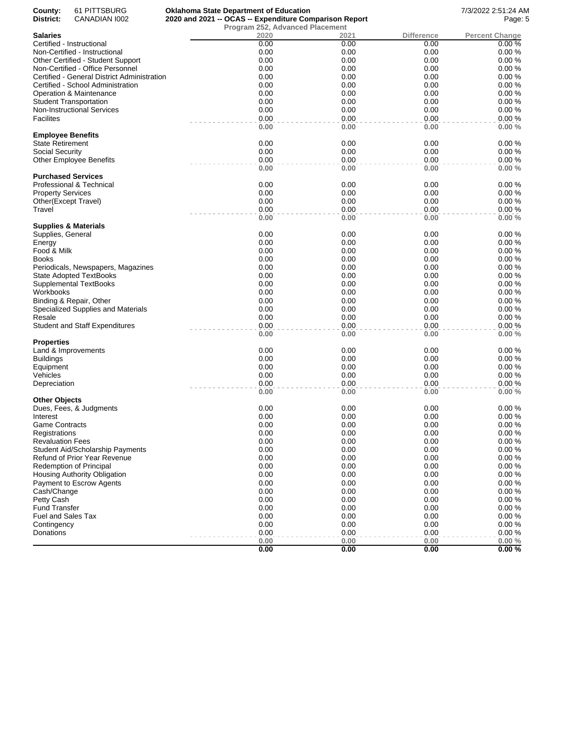**County:** 61 PITTSBURG
**District:** CANADIAN I002

**Oklahoma State Department of Education**
**2020 and 2021 -- OCAS -- Expenditure Comparison Report**
**Program 252, Advanced Placement**

7/3/2022 2:51:24 AM

| Salaries | 2020 | 2021 | Difference | Percent Change |
|---|---|---|---|---|
| Certified - Instructional | 0.00 | 0.00 | 0.00 | 0.00 % |
| Non-Certified - Instructional | 0.00 | 0.00 | 0.00 | 0.00 % |
| Other Certified - Student Support | 0.00 | 0.00 | 0.00 | 0.00 % |
| Non-Certified - Office Personnel | 0.00 | 0.00 | 0.00 | 0.00 % |
| Certified - General District Administration | 0.00 | 0.00 | 0.00 | 0.00 % |
| Certified - School Administration | 0.00 | 0.00 | 0.00 | 0.00 % |
| Operation & Maintenance | 0.00 | 0.00 | 0.00 | 0.00 % |
| Student Transportation | 0.00 | 0.00 | 0.00 | 0.00 % |
| Non-Instructional Services | 0.00 | 0.00 | 0.00 | 0.00 % |
| Facilites | 0.00 | 0.00 | 0.00 | 0.00 % |
| | **0.00** | **0.00** | **0.00** | **0.00 %** |
| **Employee Benefits** | | | | |
| State Retirement | 0.00 | 0.00 | 0.00 | 0.00 % |
| Social Security | 0.00 | 0.00 | 0.00 | 0.00 % |
| Other Employee Benefits | 0.00 | 0.00 | 0.00 | 0.00 % |
| | **0.00** | **0.00** | **0.00** | **0.00 %** |
| **Purchased Services** | | | | |
| Professional & Technical | 0.00 | 0.00 | 0.00 | 0.00 % |
| Property Services | 0.00 | 0.00 | 0.00 | 0.00 % |
| Other(Except Travel) | 0.00 | 0.00 | 0.00 | 0.00 % |
| Travel | 0.00 | 0.00 | 0.00 | 0.00 % |
| | **0.00** | **0.00** | **0.00** | **0.00 %** |
| **Supplies & Materials** | | | | |
| Supplies, General | 0.00 | 0.00 | 0.00 | 0.00 % |
| Energy | 0.00 | 0.00 | 0.00 | 0.00 % |
| Food & Milk | 0.00 | 0.00 | 0.00 | 0.00 % |
| Books | 0.00 | 0.00 | 0.00 | 0.00 % |
| Periodicals, Newspapers, Magazines | 0.00 | 0.00 | 0.00 | 0.00 % |
| State Adopted TextBooks | 0.00 | 0.00 | 0.00 | 0.00 % |
| Supplemental TextBooks | 0.00 | 0.00 | 0.00 | 0.00 % |
| Workbooks | 0.00 | 0.00 | 0.00 | 0.00 % |
| Binding & Repair, Other | 0.00 | 0.00 | 0.00 | 0.00 % |
| Specialized Supplies and Materials | 0.00 | 0.00 | 0.00 | 0.00 % |
| Resale | 0.00 | 0.00 | 0.00 | 0.00 % |
| Student and Staff Expenditures | 0.00 | 0.00 | 0.00 | 0.00 % |
| | **0.00** | **0.00** | **0.00** | **0.00 %** |
| **Properties** | | | | |
| Land & Improvements | 0.00 | 0.00 | 0.00 | 0.00 % |
| Buildings | 0.00 | 0.00 | 0.00 | 0.00 % |
| Equipment | 0.00 | 0.00 | 0.00 | 0.00 % |
| Vehicles | 0.00 | 0.00 | 0.00 | 0.00 % |
| Depreciation | 0.00 | 0.00 | 0.00 | 0.00 % |
| | **0.00** | **0.00** | **0.00** | **0.00 %** |
| **Other Objects** | | | | |
| Dues, Fees, & Judgments | 0.00 | 0.00 | 0.00 | 0.00 % |
| Interest | 0.00 | 0.00 | 0.00 | 0.00 % |
| Game Contracts | 0.00 | 0.00 | 0.00 | 0.00 % |
| Registrations | 0.00 | 0.00 | 0.00 | 0.00 % |
| Revaluation Fees | 0.00 | 0.00 | 0.00 | 0.00 % |
| Student Aid/Scholarship Payments | 0.00 | 0.00 | 0.00 | 0.00 % |
| Refund of Prior Year Revenue | 0.00 | 0.00 | 0.00 | 0.00 % |
| Redemption of Principal | 0.00 | 0.00 | 0.00 | 0.00 % |
| Housing Authority Obligation | 0.00 | 0.00 | 0.00 | 0.00 % |
| Payment to Escrow Agents | 0.00 | 0.00 | 0.00 | 0.00 % |
| Cash/Change | 0.00 | 0.00 | 0.00 | 0.00 % |
| Petty Cash | 0.00 | 0.00 | 0.00 | 0.00 % |
| Fund Transfer | 0.00 | 0.00 | 0.00 | 0.00 % |
| Fuel and Sales Tax | 0.00 | 0.00 | 0.00 | 0.00 % |
| Contingency | 0.00 | 0.00 | 0.00 | 0.00 % |
| Donations | 0.00 | 0.00 | 0.00 | 0.00 % |
| | **0.00** | **0.00** | **0.00** | **0.00 %** |
| | **0.00** | **0.00** | **0.00** | **0.00 %** |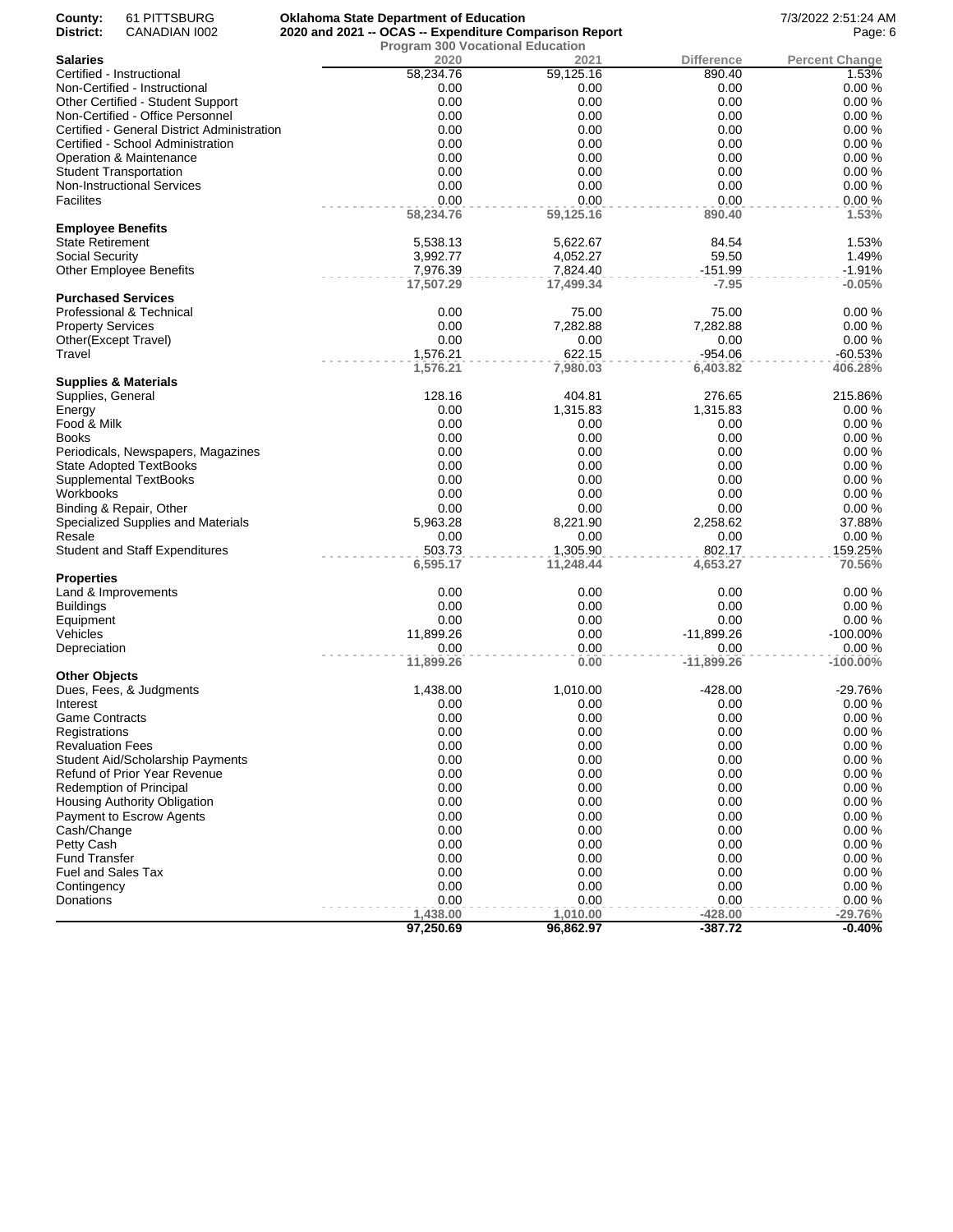County: 61 PITTSBURG
District: CANADIAN I002

**Oklahoma State Department of Education**
**2020 and 2021 -- OCAS -- Expenditure Comparison Report**
**Program 300 Vocational Education**

7/3/2022 2:51:24 AM

| **Salaries** | 2020 | 2021 | Difference | Percent Change |
|---|---|---|---|---|
| Certified - Instructional | 58,234.76 | 59,125.16 | 890.40 | 1.53% |
| Non-Certified - Instructional | 0.00 | 0.00 | 0.00 | 0.00 % |
| Other Certified - Student Support | 0.00 | 0.00 | 0.00 | 0.00 % |
| Non-Certified - Office Personnel | 0.00 | 0.00 | 0.00 | 0.00 % |
| Certified - General District Administration | 0.00 | 0.00 | 0.00 | 0.00 % |
| Certified - School Administration | 0.00 | 0.00 | 0.00 | 0.00 % |
| Operation & Maintenance | 0.00 | 0.00 | 0.00 | 0.00 % |
| Student Transportation | 0.00 | 0.00 | 0.00 | 0.00 % |
| Non-Instructional Services | 0.00 | 0.00 | 0.00 | 0.00 % |
| Facilites | 0.00 | 0.00 | 0.00 | 0.00 % |
| | **58,234.76** | **59,125.16** | **890.40** | **1.53%** |
| **Employee Benefits** | | | | |
| State Retirement | 5,538.13 | 5,622.67 | 84.54 | 1.53% |
| Social Security | 3,992.77 | 4,052.27 | 59.50 | 1.49% |
| Other Employee Benefits | 7,976.39 | 7,824.40 | -151.99 | -1.91% |
| | **17,507.29** | **17,499.34** | **-7.95** | **-0.05%** |
| **Purchased Services** | | | | |
| Professional & Technical | 0.00 | 75.00 | 75.00 | 0.00 % |
| Property Services | 0.00 | 7,282.88 | 7,282.88 | 0.00 % |
| Other(Except Travel) | 0.00 | 0.00 | 0.00 | 0.00 % |
| Travel | 1,576.21 | 622.15 | -954.06 | -60.53% |
| | **1,576.21** | **7,980.03** | **6,403.82** | **406.28%** |
| **Supplies & Materials** | | | | |
| Supplies, General | 128.16 | 404.81 | 276.65 | 215.86% |
| Energy | 0.00 | 1,315.83 | 1,315.83 | 0.00 % |
| Food & Milk | 0.00 | 0.00 | 0.00 | 0.00 % |
| Books | 0.00 | 0.00 | 0.00 | 0.00 % |
| Periodicals, Newspapers, Magazines | 0.00 | 0.00 | 0.00 | 0.00 % |
| State Adopted TextBooks | 0.00 | 0.00 | 0.00 | 0.00 % |
| Supplemental TextBooks | 0.00 | 0.00 | 0.00 | 0.00 % |
| Workbooks | 0.00 | 0.00 | 0.00 | 0.00 % |
| Binding & Repair, Other | 0.00 | 0.00 | 0.00 | 0.00 % |
| Specialized Supplies and Materials | 5,963.28 | 8,221.90 | 2,258.62 | 37.88% |
| Resale | 0.00 | 0.00 | 0.00 | 0.00 % |
| Student and Staff Expenditures | 503.73 | 1,305.90 | 802.17 | 159.25% |
| | **6,595.17** | **11,248.44** | **4,653.27** | **70.56%** |
| **Properties** | | | | |
| Land & Improvements | 0.00 | 0.00 | 0.00 | 0.00 % |
| Buildings | 0.00 | 0.00 | 0.00 | 0.00 % |
| Equipment | 0.00 | 0.00 | 0.00 | 0.00 % |
| Vehicles | 11,899.26 | 0.00 | -11,899.26 | -100.00% |
| Depreciation | 0.00 | 0.00 | 0.00 | 0.00 % |
| | **11,899.26** | **0.00** | **-11,899.26** | **-100.00%** |
| **Other Objects** | | | | |
| Dues, Fees, & Judgments | 1,438.00 | 1,010.00 | -428.00 | -29.76% |
| Interest | 0.00 | 0.00 | 0.00 | 0.00 % |
| Game Contracts | 0.00 | 0.00 | 0.00 | 0.00 % |
| Registrations | 0.00 | 0.00 | 0.00 | 0.00 % |
| Revaluation Fees | 0.00 | 0.00 | 0.00 | 0.00 % |
| Student Aid/Scholarship Payments | 0.00 | 0.00 | 0.00 | 0.00 % |
| Refund of Prior Year Revenue | 0.00 | 0.00 | 0.00 | 0.00 % |
| Redemption of Principal | 0.00 | 0.00 | 0.00 | 0.00 % |
| Housing Authority Obligation | 0.00 | 0.00 | 0.00 | 0.00 % |
| Payment to Escrow Agents | 0.00 | 0.00 | 0.00 | 0.00 % |
| Cash/Change | 0.00 | 0.00 | 0.00 | 0.00 % |
| Petty Cash | 0.00 | 0.00 | 0.00 | 0.00 % |
| Fund Transfer | 0.00 | 0.00 | 0.00 | 0.00 % |
| Fuel and Sales Tax | 0.00 | 0.00 | 0.00 | 0.00 % |
| Contingency | 0.00 | 0.00 | 0.00 | 0.00 % |
| Donations | 0.00 | 0.00 | 0.00 | 0.00 % |
| | **1,438.00** | **1,010.00** | **-428.00** | **-29.76%** |
| | **97,250.69** | **96,862.97** | **-387.72** | **-0.40%** |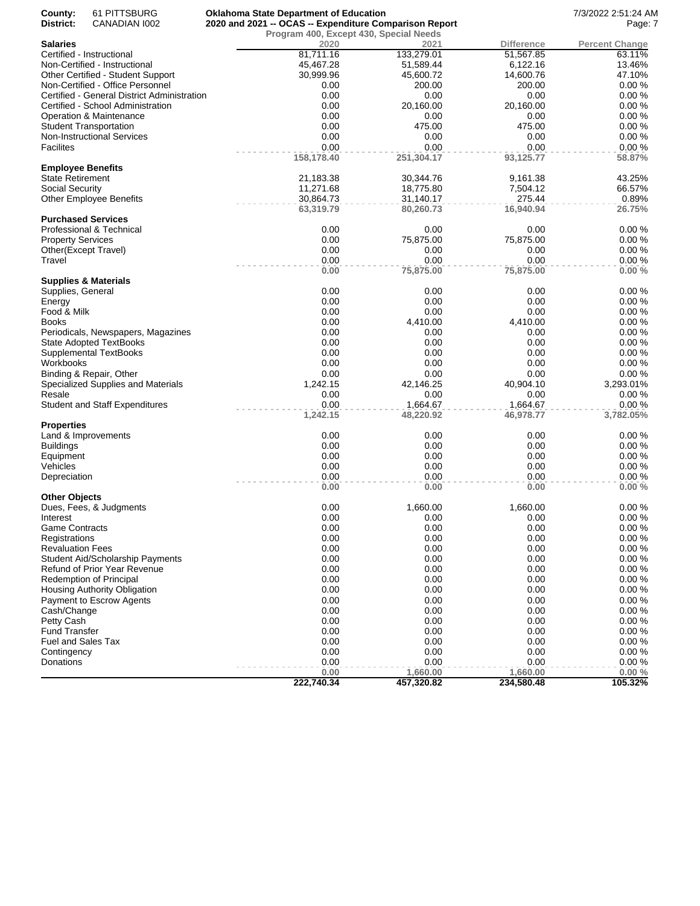**County:** 61 PITTSBURG **District:** CANADIAN I002

**Oklahoma State Department of Education**
**2020 and 2021 -- OCAS -- Expenditure Comparison Report**
**Program 400, Except 430, Special Needs**

7/3/2022 2:51:24 AM

| **Salaries** | 2020 | 2021 | Difference | Percent Change |
|---|---|---|---|---|
| Certified - Instructional | 81,711.16 | 133,279.01 | 51,567.85 | 63.11% |
| Non-Certified - Instructional | 45,467.28 | 51,589.44 | 6,122.16 | 13.46% |
| Other Certified - Student Support | 30,999.96 | 45,600.72 | 14,600.76 | 47.10% |
| Non-Certified - Office Personnel | 0.00 | 200.00 | 200.00 | 0.00 % |
| Certified - General District Administration | 0.00 | 0.00 | 0.00 | 0.00 % |
| Certified - School Administration | 0.00 | 20,160.00 | 20,160.00 | 0.00 % |
| Operation & Maintenance | 0.00 | 0.00 | 0.00 | 0.00 % |
| Student Transportation | 0.00 | 475.00 | 475.00 | 0.00 % |
| Non-Instructional Services | 0.00 | 0.00 | 0.00 | 0.00 % |
| Facilites | 0.00 | 0.00 | 0.00 | 0.00 % |
| | **158,178.40** | **251,304.17** | **93,125.77** | **58.87%** |
| **Employee Benefits** | | | | |
| State Retirement | 21,183.38 | 30,344.76 | 9,161.38 | 43.25% |
| Social Security | 11,271.68 | 18,775.80 | 7,504.12 | 66.57% |
| Other Employee Benefits | 30,864.73 | 31,140.17 | 275.44 | 0.89% |
| | **63,319.79** | **80,260.73** | **16,940.94** | **26.75%** |
| **Purchased Services** | | | | |
| Professional & Technical | 0.00 | 0.00 | 0.00 | 0.00 % |
| Property Services | 0.00 | 75,875.00 | 75,875.00 | 0.00 % |
| Other(Except Travel) | 0.00 | 0.00 | 0.00 | 0.00 % |
| Travel | 0.00 | 0.00 | 0.00 | 0.00 % |
| | **0.00** | **75,875.00** | **75,875.00** | **0.00 %** |
| **Supplies & Materials** | | | | |
| Supplies, General | 0.00 | 0.00 | 0.00 | 0.00 % |
| Energy | 0.00 | 0.00 | 0.00 | 0.00 % |
| Food & Milk | 0.00 | 0.00 | 0.00 | 0.00 % |
| Books | 0.00 | 4,410.00 | 4,410.00 | 0.00 % |
| Periodicals, Newspapers, Magazines | 0.00 | 0.00 | 0.00 | 0.00 % |
| State Adopted TextBooks | 0.00 | 0.00 | 0.00 | 0.00 % |
| Supplemental TextBooks | 0.00 | 0.00 | 0.00 | 0.00 % |
| Workbooks | 0.00 | 0.00 | 0.00 | 0.00 % |
| Binding & Repair, Other | 0.00 | 0.00 | 0.00 | 0.00 % |
| Specialized Supplies and Materials | 1,242.15 | 42,146.25 | 40,904.10 | 3,293.01% |
| Resale | 0.00 | 0.00 | 0.00 | 0.00 % |
| Student and Staff Expenditures | 0.00 | 1,664.67 | 1,664.67 | 0.00 % |
| | **1,242.15** | **48,220.92** | **46,978.77** | **3,782.05%** |
| **Properties** | | | | |
| Land & Improvements | 0.00 | 0.00 | 0.00 | 0.00 % |
| Buildings | 0.00 | 0.00 | 0.00 | 0.00 % |
| Equipment | 0.00 | 0.00 | 0.00 | 0.00 % |
| Vehicles | 0.00 | 0.00 | 0.00 | 0.00 % |
| Depreciation | 0.00 | 0.00 | 0.00 | 0.00 % |
| | **0.00** | **0.00** | **0.00** | **0.00 %** |
| **Other Objects** | | | | |
| Dues, Fees, & Judgments | 0.00 | 1,660.00 | 1,660.00 | 0.00 % |
| Interest | 0.00 | 0.00 | 0.00 | 0.00 % |
| Game Contracts | 0.00 | 0.00 | 0.00 | 0.00 % |
| Registrations | 0.00 | 0.00 | 0.00 | 0.00 % |
| Revaluation Fees | 0.00 | 0.00 | 0.00 | 0.00 % |
| Student Aid/Scholarship Payments | 0.00 | 0.00 | 0.00 | 0.00 % |
| Refund of Prior Year Revenue | 0.00 | 0.00 | 0.00 | 0.00 % |
| Redemption of Principal | 0.00 | 0.00 | 0.00 | 0.00 % |
| Housing Authority Obligation | 0.00 | 0.00 | 0.00 | 0.00 % |
| Payment to Escrow Agents | 0.00 | 0.00 | 0.00 | 0.00 % |
| Cash/Change | 0.00 | 0.00 | 0.00 | 0.00 % |
| Petty Cash | 0.00 | 0.00 | 0.00 | 0.00 % |
| Fund Transfer | 0.00 | 0.00 | 0.00 | 0.00 % |
| Fuel and Sales Tax | 0.00 | 0.00 | 0.00 | 0.00 % |
| Contingency | 0.00 | 0.00 | 0.00 | 0.00 % |
| Donations | 0.00 | 0.00 | 0.00 | 0.00 % |
| | **0.00** | **1,660.00** | **1,660.00** | **0.00 %** |
| | **222,740.34** | **457,320.82** | **234,580.48** | **105.32%** |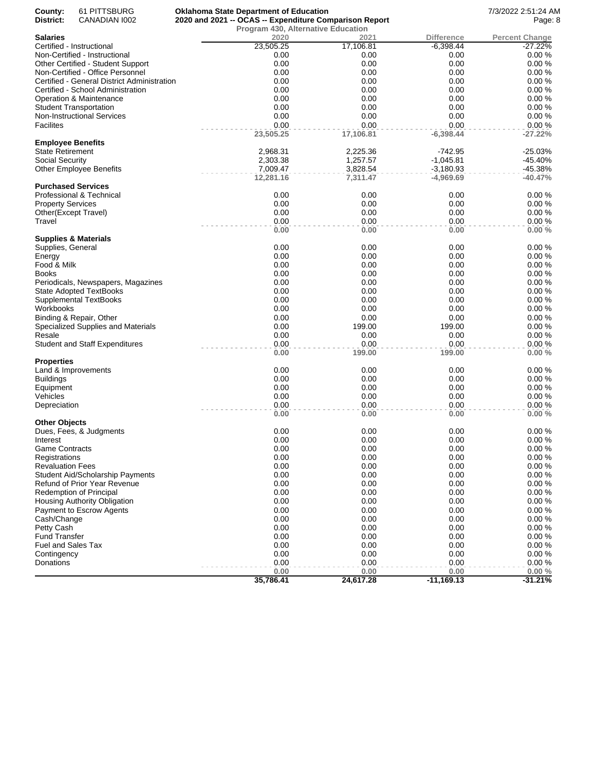**County:** 61 PITTSBURG
**District:** CANADIAN I002

**Oklahoma State Department of Education**
**2020 and 2021 -- OCAS -- Expenditure Comparison Report**
**Program 430, Alternative Education**

7/3/2022 2:51:24 AM

| **Salaries** | 2020 | 2021 | Difference | Percent Change |
|---|---|---|---|---|
| Certified - Instructional | 23,505.25 | 17,106.81 | -6,398.44 | -27.22% |
| Non-Certified - Instructional | 0.00 | 0.00 | 0.00 | 0.00 % |
| Other Certified - Student Support | 0.00 | 0.00 | 0.00 | 0.00 % |
| Non-Certified - Office Personnel | 0.00 | 0.00 | 0.00 | 0.00 % |
| Certified - General District Administration | 0.00 | 0.00 | 0.00 | 0.00 % |
| Certified - School Administration | 0.00 | 0.00 | 0.00 | 0.00 % |
| Operation & Maintenance | 0.00 | 0.00 | 0.00 | 0.00 % |
| Student Transportation | 0.00 | 0.00 | 0.00 | 0.00 % |
| Non-Instructional Services | 0.00 | 0.00 | 0.00 | 0.00 % |
| Facilites | 0.00 | 0.00 | 0.00 | 0.00 % |
| | **23,505.25** | **17,106.81** | **-6,398.44** | **-27.22%** |
| **Employee Benefits** | | | | |
| State Retirement | 2,968.31 | 2,225.36 | -742.95 | -25.03% |
| Social Security | 2,303.38 | 1,257.57 | -1,045.81 | -45.40% |
| Other Employee Benefits | 7,009.47 | 3,828.54 | -3,180.93 | -45.38% |
| | **12,281.16** | **7,311.47** | **-4,969.69** | **-40.47%** |
| **Purchased Services** | | | | |
| Professional & Technical | 0.00 | 0.00 | 0.00 | 0.00 % |
| Property Services | 0.00 | 0.00 | 0.00 | 0.00 % |
| Other(Except Travel) | 0.00 | 0.00 | 0.00 | 0.00 % |
| Travel | 0.00 | 0.00 | 0.00 | 0.00 % |
| | **0.00** | **0.00** | **0.00** | **0.00 %** |
| **Supplies & Materials** | | | | |
| Supplies, General | 0.00 | 0.00 | 0.00 | 0.00 % |
| Energy | 0.00 | 0.00 | 0.00 | 0.00 % |
| Food & Milk | 0.00 | 0.00 | 0.00 | 0.00 % |
| Books | 0.00 | 0.00 | 0.00 | 0.00 % |
| Periodicals, Newspapers, Magazines | 0.00 | 0.00 | 0.00 | 0.00 % |
| State Adopted TextBooks | 0.00 | 0.00 | 0.00 | 0.00 % |
| Supplemental TextBooks | 0.00 | 0.00 | 0.00 | 0.00 % |
| Workbooks | 0.00 | 0.00 | 0.00 | 0.00 % |
| Binding & Repair, Other | 0.00 | 0.00 | 0.00 | 0.00 % |
| Specialized Supplies and Materials | 0.00 | 199.00 | 199.00 | 0.00 % |
| Resale | 0.00 | 0.00 | 0.00 | 0.00 % |
| Student and Staff Expenditures | 0.00 | 0.00 | 0.00 | 0.00 % |
| | **0.00** | **199.00** | **199.00** | **0.00 %** |
| **Properties** | | | | |
| Land & Improvements | 0.00 | 0.00 | 0.00 | 0.00 % |
| Buildings | 0.00 | 0.00 | 0.00 | 0.00 % |
| Equipment | 0.00 | 0.00 | 0.00 | 0.00 % |
| Vehicles | 0.00 | 0.00 | 0.00 | 0.00 % |
| Depreciation | 0.00 | 0.00 | 0.00 | 0.00 % |
| | **0.00** | **0.00** | **0.00** | **0.00 %** |
| **Other Objects** | | | | |
| Dues, Fees, & Judgments | 0.00 | 0.00 | 0.00 | 0.00 % |
| Interest | 0.00 | 0.00 | 0.00 | 0.00 % |
| Game Contracts | 0.00 | 0.00 | 0.00 | 0.00 % |
| Registrations | 0.00 | 0.00 | 0.00 | 0.00 % |
| Revaluation Fees | 0.00 | 0.00 | 0.00 | 0.00 % |
| Student Aid/Scholarship Payments | 0.00 | 0.00 | 0.00 | 0.00 % |
| Refund of Prior Year Revenue | 0.00 | 0.00 | 0.00 | 0.00 % |
| Redemption of Principal | 0.00 | 0.00 | 0.00 | 0.00 % |
| Housing Authority Obligation | 0.00 | 0.00 | 0.00 | 0.00 % |
| Payment to Escrow Agents | 0.00 | 0.00 | 0.00 | 0.00 % |
| Cash/Change | 0.00 | 0.00 | 0.00 | 0.00 % |
| Petty Cash | 0.00 | 0.00 | 0.00 | 0.00 % |
| Fund Transfer | 0.00 | 0.00 | 0.00 | 0.00 % |
| Fuel and Sales Tax | 0.00 | 0.00 | 0.00 | 0.00 % |
| Contingency | 0.00 | 0.00 | 0.00 | 0.00 % |
| Donations | 0.00 | 0.00 | 0.00 | 0.00 % |
| | **0.00** | **0.00** | **0.00** | **0.00 %** |
| | **35,786.41** | **24,617.28** | **-11,169.13** | **-31.21%** |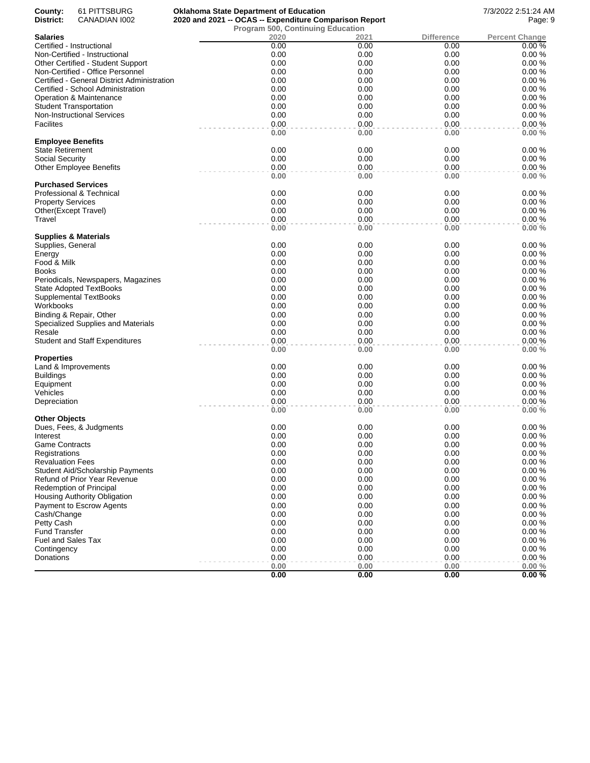**County:** 61 PITTSBURG
**District:** CANADIAN I002

**Oklahoma State Department of Education**
**2020 and 2021 -- OCAS -- Expenditure Comparison Report**
**Program 500, Continuing Education**

7/3/2022 2:51:24 AM

| **Salaries** | 2020 | 2021 | Difference | Percent Change |
|---|---|---|---|---|
| Certified - Instructional | 0.00 | 0.00 | 0.00 | 0.00 % |
| Non-Certified - Instructional | 0.00 | 0.00 | 0.00 | 0.00 % |
| Other Certified - Student Support | 0.00 | 0.00 | 0.00 | 0.00 % |
| Non-Certified - Office Personnel | 0.00 | 0.00 | 0.00 | 0.00 % |
| Certified - General District Administration | 0.00 | 0.00 | 0.00 | 0.00 % |
| Certified - School Administration | 0.00 | 0.00 | 0.00 | 0.00 % |
| Operation & Maintenance | 0.00 | 0.00 | 0.00 | 0.00 % |
| Student Transportation | 0.00 | 0.00 | 0.00 | 0.00 % |
| Non-Instructional Services | 0.00 | 0.00 | 0.00 | 0.00 % |
| Facilites | 0.00 | 0.00 | 0.00 | 0.00 % |
| | **0.00** | **0.00** | **0.00** | **0.00 %** |
| **Employee Benefits** | | | | |
| State Retirement | 0.00 | 0.00 | 0.00 | 0.00 % |
| Social Security | 0.00 | 0.00 | 0.00 | 0.00 % |
| Other Employee Benefits | 0.00 | 0.00 | 0.00 | 0.00 % |
| | **0.00** | **0.00** | **0.00** | **0.00 %** |
| **Purchased Services** | | | | |
| Professional & Technical | 0.00 | 0.00 | 0.00 | 0.00 % |
| Property Services | 0.00 | 0.00 | 0.00 | 0.00 % |
| Other(Except Travel) | 0.00 | 0.00 | 0.00 | 0.00 % |
| Travel | 0.00 | 0.00 | 0.00 | 0.00 % |
| | **0.00** | **0.00** | **0.00** | **0.00 %** |
| **Supplies & Materials** | | | | |
| Supplies, General | 0.00 | 0.00 | 0.00 | 0.00 % |
| Energy | 0.00 | 0.00 | 0.00 | 0.00 % |
| Food & Milk | 0.00 | 0.00 | 0.00 | 0.00 % |
| Books | 0.00 | 0.00 | 0.00 | 0.00 % |
| Periodicals, Newspapers, Magazines | 0.00 | 0.00 | 0.00 | 0.00 % |
| State Adopted TextBooks | 0.00 | 0.00 | 0.00 | 0.00 % |
| Supplemental TextBooks | 0.00 | 0.00 | 0.00 | 0.00 % |
| Workbooks | 0.00 | 0.00 | 0.00 | 0.00 % |
| Binding & Repair, Other | 0.00 | 0.00 | 0.00 | 0.00 % |
| Specialized Supplies and Materials | 0.00 | 0.00 | 0.00 | 0.00 % |
| Resale | 0.00 | 0.00 | 0.00 | 0.00 % |
| Student and Staff Expenditures | 0.00 | 0.00 | 0.00 | 0.00 % |
| | **0.00** | **0.00** | **0.00** | **0.00 %** |
| **Properties** | | | | |
| Land & Improvements | 0.00 | 0.00 | 0.00 | 0.00 % |
| Buildings | 0.00 | 0.00 | 0.00 | 0.00 % |
| Equipment | 0.00 | 0.00 | 0.00 | 0.00 % |
| Vehicles | 0.00 | 0.00 | 0.00 | 0.00 % |
| Depreciation | 0.00 | 0.00 | 0.00 | 0.00 % |
| | **0.00** | **0.00** | **0.00** | **0.00 %** |
| **Other Objects** | | | | |
| Dues, Fees, & Judgments | 0.00 | 0.00 | 0.00 | 0.00 % |
| Interest | 0.00 | 0.00 | 0.00 | 0.00 % |
| Game Contracts | 0.00 | 0.00 | 0.00 | 0.00 % |
| Registrations | 0.00 | 0.00 | 0.00 | 0.00 % |
| Revaluation Fees | 0.00 | 0.00 | 0.00 | 0.00 % |
| Student Aid/Scholarship Payments | 0.00 | 0.00 | 0.00 | 0.00 % |
| Refund of Prior Year Revenue | 0.00 | 0.00 | 0.00 | 0.00 % |
| Redemption of Principal | 0.00 | 0.00 | 0.00 | 0.00 % |
| Housing Authority Obligation | 0.00 | 0.00 | 0.00 | 0.00 % |
| Payment to Escrow Agents | 0.00 | 0.00 | 0.00 | 0.00 % |
| Cash/Change | 0.00 | 0.00 | 0.00 | 0.00 % |
| Petty Cash | 0.00 | 0.00 | 0.00 | 0.00 % |
| Fund Transfer | 0.00 | 0.00 | 0.00 | 0.00 % |
| Fuel and Sales Tax | 0.00 | 0.00 | 0.00 | 0.00 % |
| Contingency | 0.00 | 0.00 | 0.00 | 0.00 % |
| Donations | 0.00 | 0.00 | 0.00 | 0.00 % |
| | **0.00** | **0.00** | **0.00** | **0.00 %** |
| | **0.00** | **0.00** | **0.00** | **0.00 %** |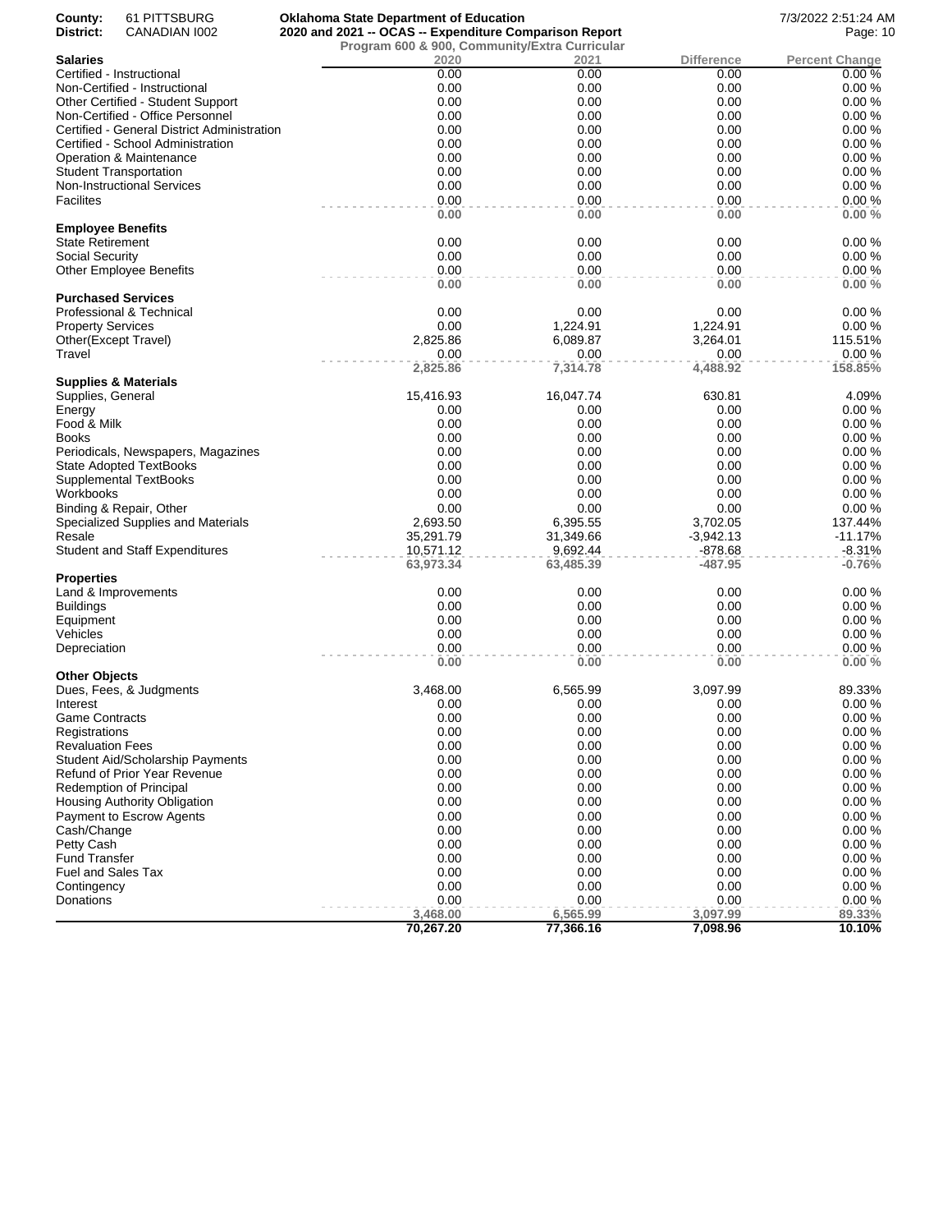County: 61 PITTSBURG
District: CANADIAN I002

**Oklahoma State Department of Education**
**2020 and 2021 -- OCAS -- Expenditure Comparison Report**
**Program 600 & 900, Community/Extra Curricular**

7/3/2022 2:51:24 AM

| Salaries | 2020 | 2021 | Difference | Percent Change |
|---|---|---|---|---|
| Certified - Instructional | 0.00 | 0.00 | 0.00 | 0.00 % |
| Non-Certified - Instructional | 0.00 | 0.00 | 0.00 | 0.00 % |
| Other Certified - Student Support | 0.00 | 0.00 | 0.00 | 0.00 % |
| Non-Certified - Office Personnel | 0.00 | 0.00 | 0.00 | 0.00 % |
| Certified - General District Administration | 0.00 | 0.00 | 0.00 | 0.00 % |
| Certified - School Administration | 0.00 | 0.00 | 0.00 | 0.00 % |
| Operation & Maintenance | 0.00 | 0.00 | 0.00 | 0.00 % |
| Student Transportation | 0.00 | 0.00 | 0.00 | 0.00 % |
| Non-Instructional Services | 0.00 | 0.00 | 0.00 | 0.00 % |
| Facilites | 0.00 | 0.00 | 0.00 | 0.00 % |
| | **0.00** | **0.00** | **0.00** | **0.00 %** |
| **Employee Benefits** | | | | |
| State Retirement | 0.00 | 0.00 | 0.00 | 0.00 % |
| Social Security | 0.00 | 0.00 | 0.00 | 0.00 % |
| Other Employee Benefits | 0.00 | 0.00 | 0.00 | 0.00 % |
| | **0.00** | **0.00** | **0.00** | **0.00 %** |
| **Purchased Services** | | | | |
| Professional & Technical | 0.00 | 0.00 | 0.00 | 0.00 % |
| Property Services | 0.00 | 1,224.91 | 1,224.91 | 0.00 % |
| Other(Except Travel) | 2,825.86 | 6,089.87 | 3,264.01 | 115.51% |
| Travel | 0.00 | 0.00 | 0.00 | 0.00 % |
| | **2,825.86** | **7,314.78** | **4,488.92** | **158.85%** |
| **Supplies & Materials** | | | | |
| Supplies, General | 15,416.93 | 16,047.74 | 630.81 | 4.09% |
| Energy | 0.00 | 0.00 | 0.00 | 0.00 % |
| Food & Milk | 0.00 | 0.00 | 0.00 | 0.00 % |
| Books | 0.00 | 0.00 | 0.00 | 0.00 % |
| Periodicals, Newspapers, Magazines | 0.00 | 0.00 | 0.00 | 0.00 % |
| State Adopted TextBooks | 0.00 | 0.00 | 0.00 | 0.00 % |
| Supplemental TextBooks | 0.00 | 0.00 | 0.00 | 0.00 % |
| Workbooks | 0.00 | 0.00 | 0.00 | 0.00 % |
| Binding & Repair, Other | 0.00 | 0.00 | 0.00 | 0.00 % |
| Specialized Supplies and Materials | 2,693.50 | 6,395.55 | 3,702.05 | 137.44% |
| Resale | 35,291.79 | 31,349.66 | -3,942.13 | -11.17% |
| Student and Staff Expenditures | 10,571.12 | 9,692.44 | -878.68 | -8.31% |
| | **63,973.34** | **63,485.39** | **-487.95** | **-0.76%** |
| **Properties** | | | | |
| Land & Improvements | 0.00 | 0.00 | 0.00 | 0.00 % |
| Buildings | 0.00 | 0.00 | 0.00 | 0.00 % |
| Equipment | 0.00 | 0.00 | 0.00 | 0.00 % |
| Vehicles | 0.00 | 0.00 | 0.00 | 0.00 % |
| Depreciation | 0.00 | 0.00 | 0.00 | 0.00 % |
| | **0.00** | **0.00** | **0.00** | **0.00 %** |
| **Other Objects** | | | | |
| Dues, Fees, & Judgments | 3,468.00 | 6,565.99 | 3,097.99 | 89.33% |
| Interest | 0.00 | 0.00 | 0.00 | 0.00 % |
| Game Contracts | 0.00 | 0.00 | 0.00 | 0.00 % |
| Registrations | 0.00 | 0.00 | 0.00 | 0.00 % |
| Revaluation Fees | 0.00 | 0.00 | 0.00 | 0.00 % |
| Student Aid/Scholarship Payments | 0.00 | 0.00 | 0.00 | 0.00 % |
| Refund of Prior Year Revenue | 0.00 | 0.00 | 0.00 | 0.00 % |
| Redemption of Principal | 0.00 | 0.00 | 0.00 | 0.00 % |
| Housing Authority Obligation | 0.00 | 0.00 | 0.00 | 0.00 % |
| Payment to Escrow Agents | 0.00 | 0.00 | 0.00 | 0.00 % |
| Cash/Change | 0.00 | 0.00 | 0.00 | 0.00 % |
| Petty Cash | 0.00 | 0.00 | 0.00 | 0.00 % |
| Fund Transfer | 0.00 | 0.00 | 0.00 | 0.00 % |
| Fuel and Sales Tax | 0.00 | 0.00 | 0.00 | 0.00 % |
| Contingency | 0.00 | 0.00 | 0.00 | 0.00 % |
| Donations | 0.00 | 0.00 | 0.00 | 0.00 % |
| | **3,468.00** | **6,565.99** | **3,097.99** | **89.33%** |
| | **70,267.20** | **77,366.16** | **7,098.96** | **10.10%** |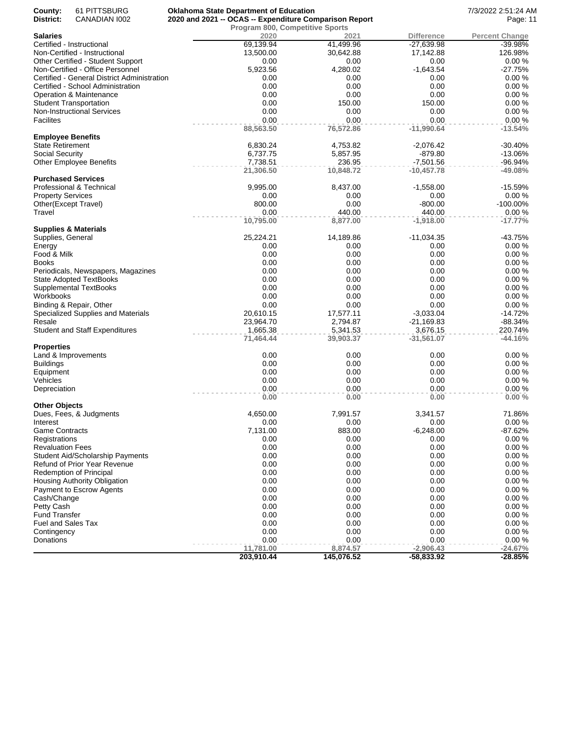County: 61 PITTSBURG
District: CANADIAN I002

**Oklahoma State Department of Education**
**2020 and 2021 -- OCAS -- Expenditure Comparison Report**
**Program 800, Competitive Sports**

7/3/2022 2:51:24 AM

| **Salaries** | 2020 | 2021 | Difference | Percent Change |
|---|---|---|---|---|
| Certified - Instructional | 69,139.94 | 41,499.96 | -27,639.98 | -39.98% |
| Non-Certified - Instructional | 13,500.00 | 30,642.88 | 17,142.88 | 126.98% |
| Other Certified - Student Support | 0.00 | 0.00 | 0.00 | 0.00 % |
| Non-Certified - Office Personnel | 5,923.56 | 4,280.02 | -1,643.54 | -27.75% |
| Certified - General District Administration | 0.00 | 0.00 | 0.00 | 0.00 % |
| Certified - School Administration | 0.00 | 0.00 | 0.00 | 0.00 % |
| Operation & Maintenance | 0.00 | 0.00 | 0.00 | 0.00 % |
| Student Transportation | 0.00 | 150.00 | 150.00 | 0.00 % |
| Non-Instructional Services | 0.00 | 0.00 | 0.00 | 0.00 % |
| Facilites | 0.00 | 0.00 | 0.00 | 0.00 % |
| | **88,563.50** | **76,572.86** | **-11,990.64** | **-13.54%** |
| **Employee Benefits** | | | | |
| State Retirement | 6,830.24 | 4,753.82 | -2,076.42 | -30.40% |
| Social Security | 6,737.75 | 5,857.95 | -879.80 | -13.06% |
| Other Employee Benefits | 7,738.51 | 236.95 | -7,501.56 | -96.94% |
| | **21,306.50** | **10,848.72** | **-10,457.78** | **-49.08%** |
| **Purchased Services** | | | | |
| Professional & Technical | 9,995.00 | 8,437.00 | -1,558.00 | -15.59% |
| Property Services | 0.00 | 0.00 | 0.00 | 0.00 % |
| Other(Except Travel) | 800.00 | 0.00 | -800.00 | -100.00% |
| Travel | 0.00 | 440.00 | 440.00 | 0.00 % |
| | **10,795.00** | **8,877.00** | **-1,918.00** | **-17.77%** |
| **Supplies & Materials** | | | | |
| Supplies, General | 25,224.21 | 14,189.86 | -11,034.35 | -43.75% |
| Energy | 0.00 | 0.00 | 0.00 | 0.00 % |
| Food & Milk | 0.00 | 0.00 | 0.00 | 0.00 % |
| Books | 0.00 | 0.00 | 0.00 | 0.00 % |
| Periodicals, Newspapers, Magazines | 0.00 | 0.00 | 0.00 | 0.00 % |
| State Adopted TextBooks | 0.00 | 0.00 | 0.00 | 0.00 % |
| Supplemental TextBooks | 0.00 | 0.00 | 0.00 | 0.00 % |
| Workbooks | 0.00 | 0.00 | 0.00 | 0.00 % |
| Binding & Repair, Other | 0.00 | 0.00 | 0.00 | 0.00 % |
| Specialized Supplies and Materials | 20,610.15 | 17,577.11 | -3,033.04 | -14.72% |
| Resale | 23,964.70 | 2,794.87 | -21,169.83 | -88.34% |
| Student and Staff Expenditures | 1,665.38 | 5,341.53 | 3,676.15 | 220.74% |
| | **71,464.44** | **39,903.37** | **-31,561.07** | **-44.16%** |
| **Properties** | | | | |
| Land & Improvements | 0.00 | 0.00 | 0.00 | 0.00 % |
| Buildings | 0.00 | 0.00 | 0.00 | 0.00 % |
| Equipment | 0.00 | 0.00 | 0.00 | 0.00 % |
| Vehicles | 0.00 | 0.00 | 0.00 | 0.00 % |
| Depreciation | 0.00 | 0.00 | 0.00 | 0.00 % |
| | **0.00** | **0.00** | **0.00** | **0.00 %** |
| **Other Objects** | | | | |
| Dues, Fees, & Judgments | 4,650.00 | 7,991.57 | 3,341.57 | 71.86% |
| Interest | 0.00 | 0.00 | 0.00 | 0.00 % |
| Game Contracts | 7,131.00 | 883.00 | -6,248.00 | -87.62% |
| Registrations | 0.00 | 0.00 | 0.00 | 0.00 % |
| Revaluation Fees | 0.00 | 0.00 | 0.00 | 0.00 % |
| Student Aid/Scholarship Payments | 0.00 | 0.00 | 0.00 | 0.00 % |
| Refund of Prior Year Revenue | 0.00 | 0.00 | 0.00 | 0.00 % |
| Redemption of Principal | 0.00 | 0.00 | 0.00 | 0.00 % |
| Housing Authority Obligation | 0.00 | 0.00 | 0.00 | 0.00 % |
| Payment to Escrow Agents | 0.00 | 0.00 | 0.00 | 0.00 % |
| Cash/Change | 0.00 | 0.00 | 0.00 | 0.00 % |
| Petty Cash | 0.00 | 0.00 | 0.00 | 0.00 % |
| Fund Transfer | 0.00 | 0.00 | 0.00 | 0.00 % |
| Fuel and Sales Tax | 0.00 | 0.00 | 0.00 | 0.00 % |
| Contingency | 0.00 | 0.00 | 0.00 | 0.00 % |
| Donations | 0.00 | 0.00 | 0.00 | 0.00 % |
| | **11,781.00** | **8,874.57** | **-2,906.43** | **-24.67%** |
| | **203,910.44** | **145,076.52** | **-58,833.92** | **-28.85%** |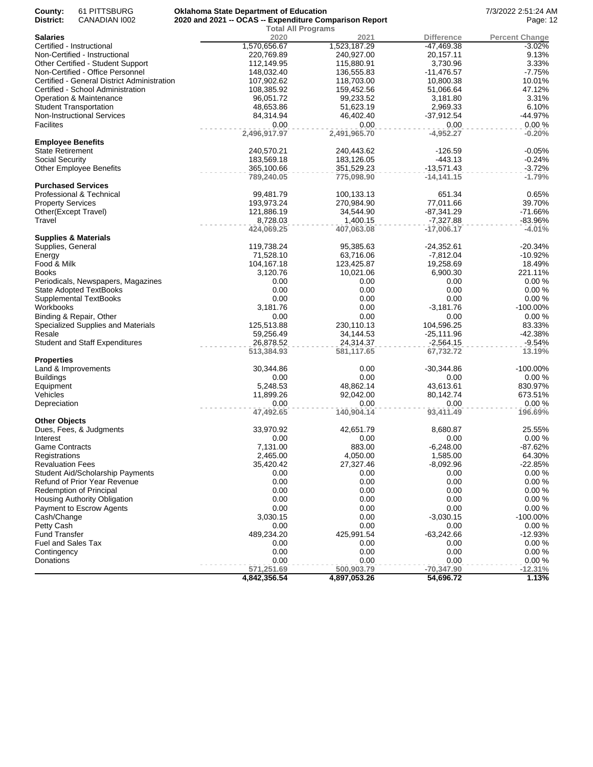County: 61 PITTSBURG
District: CANADIAN I002

**Oklahoma State Department of Education**
**2020 and 2021 -- OCAS -- Expenditure Comparison Report**
Total All Programs

7/3/2022 2:51:24 AM

| | 2020 | 2021 | Difference | Percent Change |
|---|---|---|---|---|
| **Salaries** | | | | |
| Certified - Instructional | 1,570,656.67 | 1,523,187.29 | -47,469.38 | -3.02% |
| Non-Certified - Instructional | 220,769.89 | 240,927.00 | 20,157.11 | 9.13% |
| Other Certified - Student Support | 112,149.95 | 115,880.91 | 3,730.96 | 3.33% |
| Non-Certified - Office Personnel | 148,032.40 | 136,555.83 | -11,476.57 | -7.75% |
| Certified - General District Administration | 107,902.62 | 118,703.00 | 10,800.38 | 10.01% |
| Certified - School Administration | 108,385.92 | 159,452.56 | 51,066.64 | 47.12% |
| Operation & Maintenance | 96,051.72 | 99,233.52 | 3,181.80 | 3.31% |
| Student Transportation | 48,653.86 | 51,623.19 | 2,969.33 | 6.10% |
| Non-Instructional Services | 84,314.94 | 46,402.40 | -37,912.54 | -44.97% |
| Facilites | 0.00 | 0.00 | 0.00 | 0.00 % |
| | **2,496,917.97** | **2,491,965.70** | **-4,952.27** | **-0.20%** |
| **Employee Benefits** | | | | |
| State Retirement | 240,570.21 | 240,443.62 | -126.59 | -0.05% |
| Social Security | 183,569.18 | 183,126.05 | -443.13 | -0.24% |
| Other Employee Benefits | 365,100.66 | 351,529.23 | -13,571.43 | -3.72% |
| | **789,240.05** | **775,098.90** | **-14,141.15** | **-1.79%** |
| **Purchased Services** | | | | |
| Professional & Technical | 99,481.79 | 100,133.13 | 651.34 | 0.65% |
| Property Services | 193,973.24 | 270,984.90 | 77,011.66 | 39.70% |
| Other(Except Travel) | 121,886.19 | 34,544.90 | -87,341.29 | -71.66% |
| Travel | 8,728.03 | 1,400.15 | -7,327.88 | -83.96% |
| | **424,069.25** | **407,063.08** | **-17,006.17** | **-4.01%** |
| **Supplies & Materials** | | | | |
| Supplies, General | 119,738.24 | 95,385.63 | -24,352.61 | -20.34% |
| Energy | 71,528.10 | 63,716.06 | -7,812.04 | -10.92% |
| Food & Milk | 104,167.18 | 123,425.87 | 19,258.69 | 18.49% |
| Books | 3,120.76 | 10,021.06 | 6,900.30 | 221.11% |
| Periodicals, Newspapers, Magazines | 0.00 | 0.00 | 0.00 | 0.00 % |
| State Adopted TextBooks | 0.00 | 0.00 | 0.00 | 0.00 % |
| Supplemental TextBooks | 0.00 | 0.00 | 0.00 | 0.00 % |
| Workbooks | 3,181.76 | 0.00 | -3,181.76 | -100.00% |
| Binding & Repair, Other | 0.00 | 0.00 | 0.00 | 0.00 % |
| Specialized Supplies and Materials | 125,513.88 | 230,110.13 | 104,596.25 | 83.33% |
| Resale | 59,256.49 | 34,144.53 | -25,111.96 | -42.38% |
| Student and Staff Expenditures | 26,878.52 | 24,314.37 | -2,564.15 | -9.54% |
| | **513,384.93** | **581,117.65** | **67,732.72** | **13.19%** |
| **Properties** | | | | |
| Land & Improvements | 30,344.86 | 0.00 | -30,344.86 | -100.00% |
| Buildings | 0.00 | 0.00 | 0.00 | 0.00 % |
| Equipment | 5,248.53 | 48,862.14 | 43,613.61 | 830.97% |
| Vehicles | 11,899.26 | 92,042.00 | 80,142.74 | 673.51% |
| Depreciation | 0.00 | 0.00 | 0.00 | 0.00 % |
| | **47,492.65** | **140,904.14** | **93,411.49** | **196.69%** |
| **Other Objects** | | | | |
| Dues, Fees, & Judgments | 33,970.92 | 42,651.79 | 8,680.87 | 25.55% |
| Interest | 0.00 | 0.00 | 0.00 | 0.00 % |
| Game Contracts | 7,131.00 | 883.00 | -6,248.00 | -87.62% |
| Registrations | 2,465.00 | 4,050.00 | 1,585.00 | 64.30% |
| Revaluation Fees | 35,420.42 | 27,327.46 | -8,092.96 | -22.85% |
| Student Aid/Scholarship Payments | 0.00 | 0.00 | 0.00 | 0.00 % |
| Refund of Prior Year Revenue | 0.00 | 0.00 | 0.00 | 0.00 % |
| Redemption of Principal | 0.00 | 0.00 | 0.00 | 0.00 % |
| Housing Authority Obligation | 0.00 | 0.00 | 0.00 | 0.00 % |
| Payment to Escrow Agents | 0.00 | 0.00 | 0.00 | 0.00 % |
| Cash/Change | 3,030.15 | 0.00 | -3,030.15 | -100.00% |
| Petty Cash | 0.00 | 0.00 | 0.00 | 0.00 % |
| Fund Transfer | 489,234.20 | 425,991.54 | -63,242.66 | -12.93% |
| Fuel and Sales Tax | 0.00 | 0.00 | 0.00 | 0.00 % |
| Contingency | 0.00 | 0.00 | 0.00 | 0.00 % |
| Donations | 0.00 | 0.00 | 0.00 | 0.00 % |
| | **571,251.69** | **500,903.79** | **-70,347.90** | **-12.31%** |
| | **4,842,356.54** | **4,897,053.26** | **54,696.72** | **1.13%** |